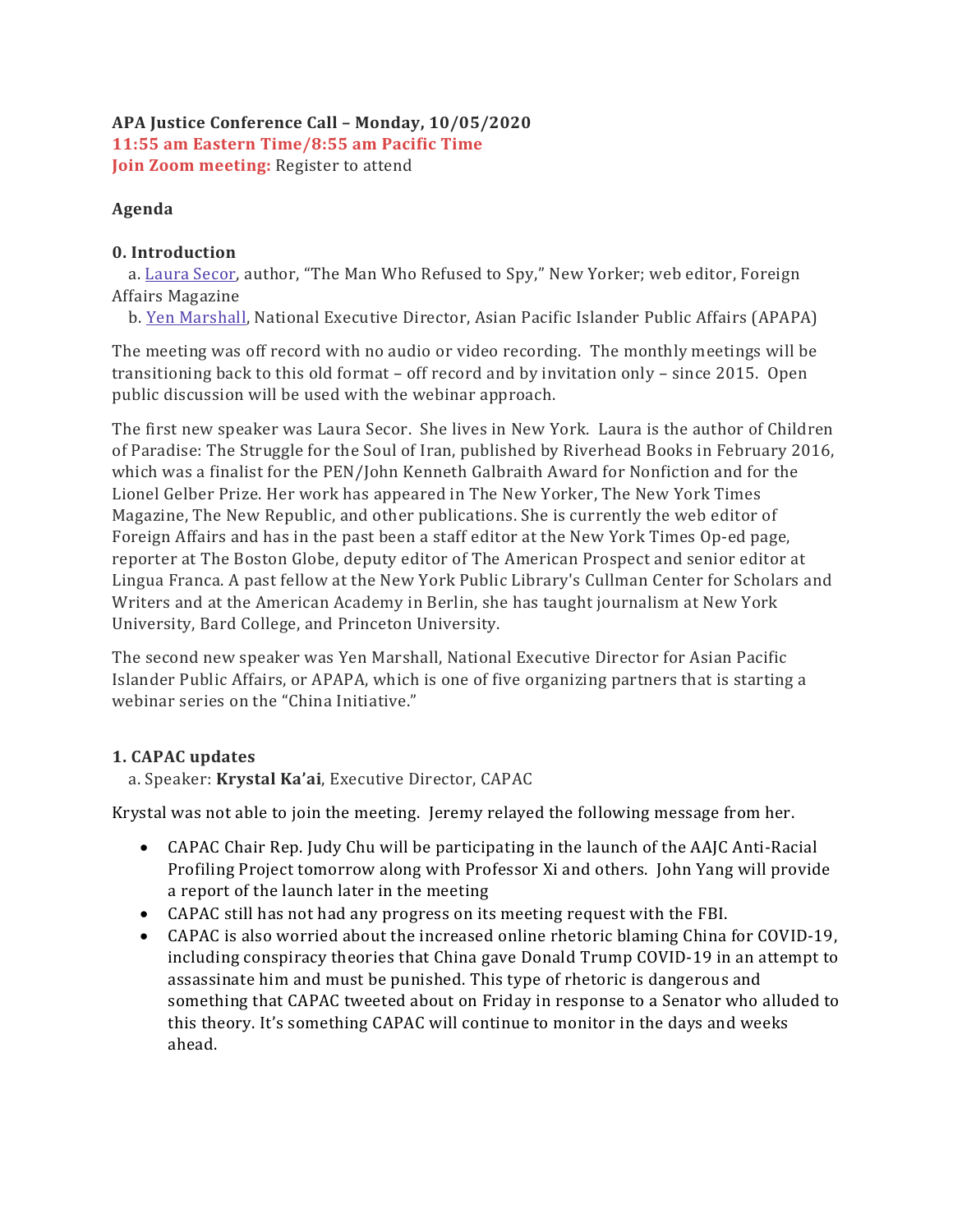**APA Justice Conference Call – Monday, 10/05/2020**

**11:55 am Eastern Time/8:55 am Pacific Time**

**Join Zoom meeting:** Register to attend

**Agenda**

**0. Introduction**

a. Laura Secor, author, "The Man Who Refused to Spy," New Yorker; web editor, Foreign Affairs Magazine

b. Yen Marshall, National Executive Director, Asian Pacific Islander Public Affairs (APAPA)

The meeting was off record with no audio or video recording. The monthly meetings will be transitioning back to this old format – off record and by invitation only – since 2015. Open public discussion will be used with the webinar approach.

The first new speaker was Laura Secor. She lives in New York. Laura is the author of Children of Paradise: The Struggle for the Soul of Iran, published by Riverhead Books in February 2016, which was a finalist for the PEN/John Kenneth Galbraith Award for Nonfiction and for the Lionel Gelber Prize. Her work has appeared in The New Yorker, The New York Times Magazine, The New Republic, and other publications. She is currently the web editor of Foreign Affairs and has in the past been a staff editor at the New York Times Op-ed page, reporter at The Boston Globe, deputy editor of The American Prospect and senior editor at Lingua Franca. A past fellow at the New York Public Library's Cullman Center for Scholars and Writers and at the American Academy in Berlin, she has taught journalism at New York University, Bard College, and Princeton University.

The second new speaker was Yen Marshall, National Executive Director for Asian Pacific Islander Public Affairs, or APAPA, which is one of five organizing partners that is starting a webinar series on the "China Initiative."

**1. CAPAC updates**

a. Speaker: **Krystal Ka'ai**, Executive Director, CAPAC

Krystal was not able to join the meeting. Jeremy relayed the following message from her.

- CAPAC Chair Rep. Judy Chu will be participating in the launch of the AAJC Anti-Racial Profiling Project tomorrow along with Professor Xi and others. John Yang will provide a report of the launch later in the meeting
- CAPAC still has not had any progress on its meeting request with the FBI.
- CAPAC is also worried about the increased online rhetoric blaming China for COVID-19, including conspiracy theories that China gave Donald Trump COVID-19 in an attempt to assassinate him and must be punished. This type of rhetoric is dangerous and something that CAPAC tweeted about on Friday in response to a Senator who alluded to this theory. It's something CAPAC will continue to monitor in the days and weeks ahead.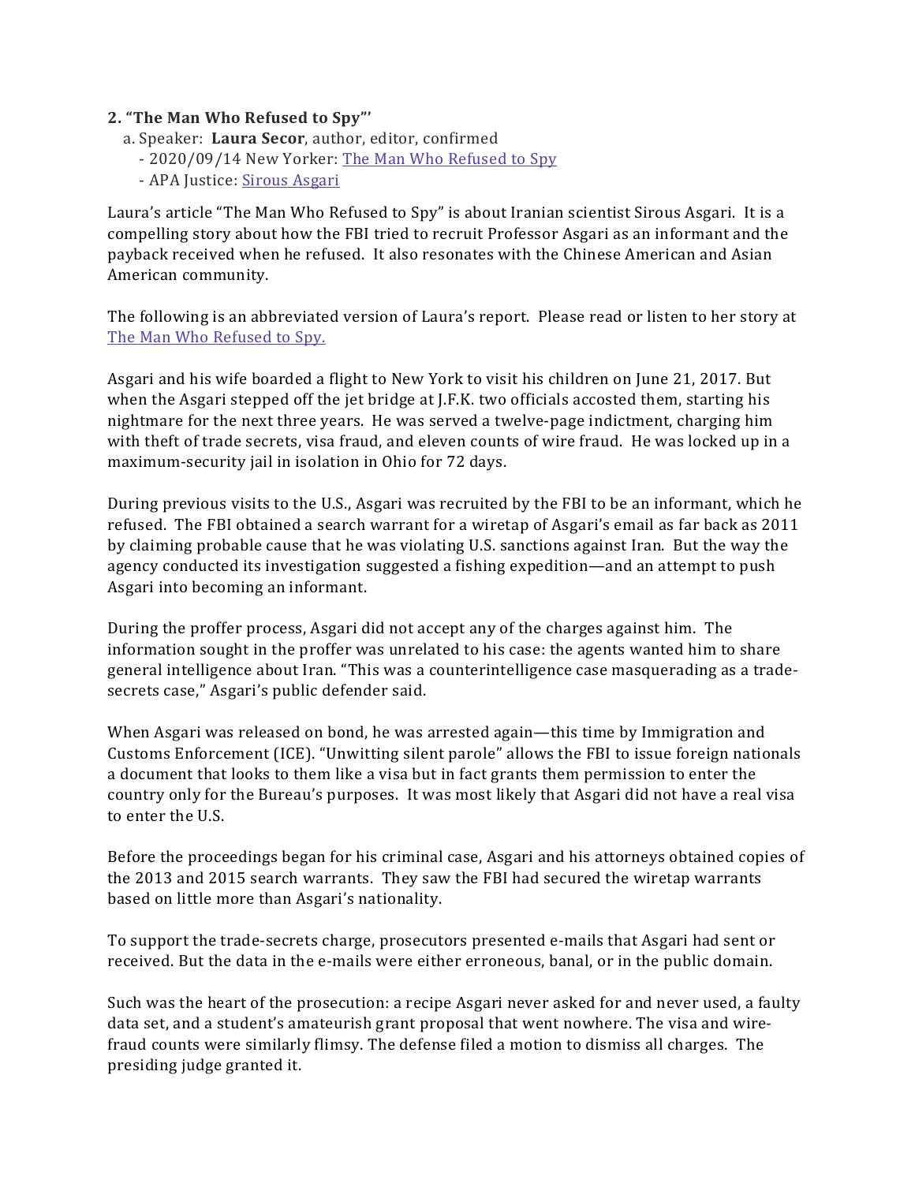**2. "The Man Who Refused to Spy"'**

a. Speaker: **Laura Secor**, author, editor, confirmed
   - 2020/09/14 New Yorker: The Man Who Refused to Spy
   - APA Justice: Sirous Asgari

Laura's article "The Man Who Refused to Spy" is about Iranian scientist Sirous Asgari. It is a compelling story about how the FBI tried to recruit Professor Asgari as an informant and the payback received when he refused. It also resonates with the Chinese American and Asian American community.

The following is an abbreviated version of Laura's report. Please read or listen to her story at The Man Who Refused to Spy.

Asgari and his wife boarded a flight to New York to visit his children on June 21, 2017. But when the Asgari stepped off the jet bridge at J.F.K. two officials accosted them, starting his nightmare for the next three years. He was served a twelve-page indictment, charging him with theft of trade secrets, visa fraud, and eleven counts of wire fraud. He was locked up in a maximum-security jail in isolation in Ohio for 72 days.

During previous visits to the U.S., Asgari was recruited by the FBI to be an informant, which he refused. The FBI obtained a search warrant for a wiretap of Asgari's email as far back as 2011 by claiming probable cause that he was violating U.S. sanctions against Iran. But the way the agency conducted its investigation suggested a fishing expedition—and an attempt to push Asgari into becoming an informant.

During the proffer process, Asgari did not accept any of the charges against him. The information sought in the proffer was unrelated to his case: the agents wanted him to share general intelligence about Iran. "This was a counterintelligence case masquerading as a trade-secrets case," Asgari's public defender said.

When Asgari was released on bond, he was arrested again—this time by Immigration and Customs Enforcement (ICE). "Unwitting silent parole" allows the FBI to issue foreign nationals a document that looks to them like a visa but in fact grants them permission to enter the country only for the Bureau's purposes. It was most likely that Asgari did not have a real visa to enter the U.S.

Before the proceedings began for his criminal case, Asgari and his attorneys obtained copies of the 2013 and 2015 search warrants. They saw the FBI had secured the wiretap warrants based on little more than Asgari's nationality.

To support the trade-secrets charge, prosecutors presented e-mails that Asgari had sent or received. But the data in the e-mails were either erroneous, banal, or in the public domain.

Such was the heart of the prosecution: a recipe Asgari never asked for and never used, a faulty data set, and a student's amateurish grant proposal that went nowhere. The visa and wire-fraud counts were similarly flimsy. The defense filed a motion to dismiss all charges. The presiding judge granted it.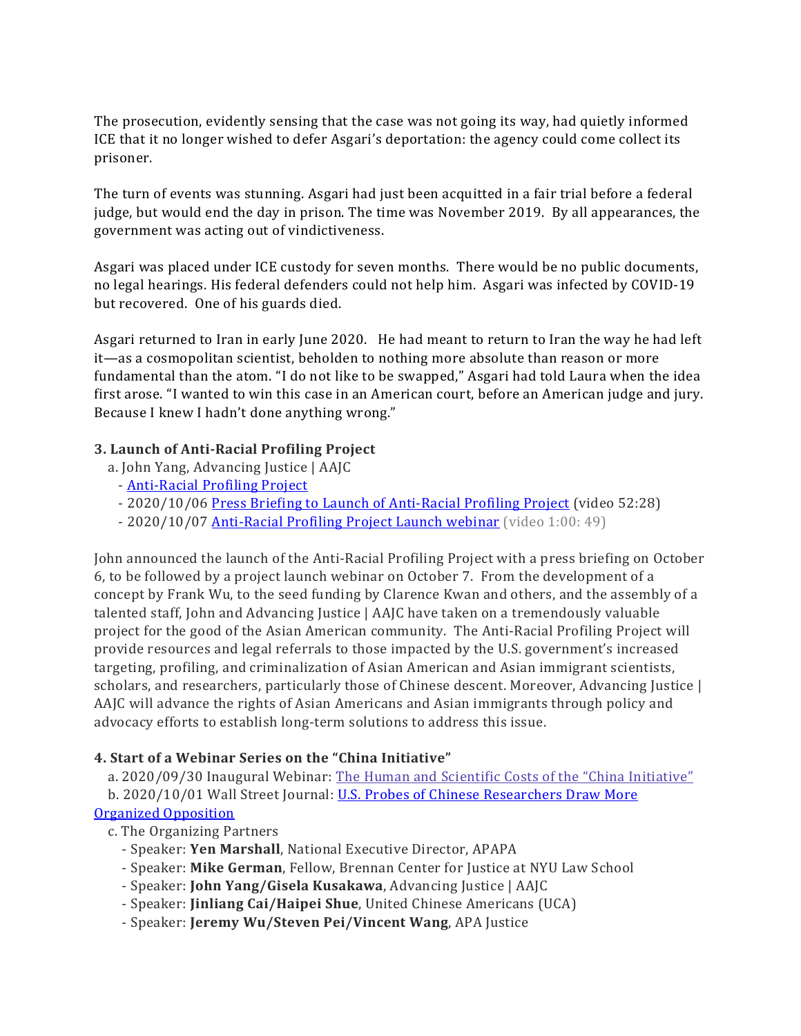The prosecution, evidently sensing that the case was not going its way, had quietly informed ICE that it no longer wished to defer Asgari's deportation: the agency could come collect its prisoner.

The turn of events was stunning. Asgari had just been acquitted in a fair trial before a federal judge, but would end the day in prison. The time was November 2019. By all appearances, the government was acting out of vindictiveness.

Asgari was placed under ICE custody for seven months. There would be no public documents, no legal hearings. His federal defenders could not help him. Asgari was infected by COVID-19 but recovered. One of his guards died.

Asgari returned to Iran in early June 2020. He had meant to return to Iran the way he had left it—as a cosmopolitan scientist, beholden to nothing more absolute than reason or more fundamental than the atom. "I do not like to be swapped," Asgari had told Laura when the idea first arose. "I wanted to win this case in an American court, before an American judge and jury. Because I knew I hadn't done anything wrong."

**3. Launch of Anti-Racial Profiling Project**

a. John Yang, Advancing Justice | AAJC
- Anti-Racial Profiling Project
- 2020/10/06 Press Briefing to Launch of Anti-Racial Profiling Project (video 52:28)
- 2020/10/07 Anti-Racial Profiling Project Launch webinar (video 1:00: 49)

John announced the launch of the Anti-Racial Profiling Project with a press briefing on October 6, to be followed by a project launch webinar on October 7. From the development of a concept by Frank Wu, to the seed funding by Clarence Kwan and others, and the assembly of a talented staff, John and Advancing Justice | AAJC have taken on a tremendously valuable project for the good of the Asian American community. The Anti-Racial Profiling Project will provide resources and legal referrals to those impacted by the U.S. government's increased targeting, profiling, and criminalization of Asian American and Asian immigrant scientists, scholars, and researchers, particularly those of Chinese descent. Moreover, Advancing Justice | AAJC will advance the rights of Asian Americans and Asian immigrants through policy and advocacy efforts to establish long-term solutions to address this issue.

**4. Start of a Webinar Series on the "China Initiative"**

a. 2020/09/30 Inaugural Webinar: The Human and Scientific Costs of the "China Initiative"

b. 2020/10/01 Wall Street Journal: U.S. Probes of Chinese Researchers Draw More Organized Opposition

c. The Organizing Partners
- Speaker: **Yen Marshall**, National Executive Director, APAPA
- Speaker: **Mike German**, Fellow, Brennan Center for Justice at NYU Law School
- Speaker: **John Yang/Gisela Kusakawa**, Advancing Justice | AAJC
- Speaker: **Jinliang Cai/Haipei Shue**, United Chinese Americans (UCA)
- Speaker: **Jeremy Wu/Steven Pei/Vincent Wang**, APA Justice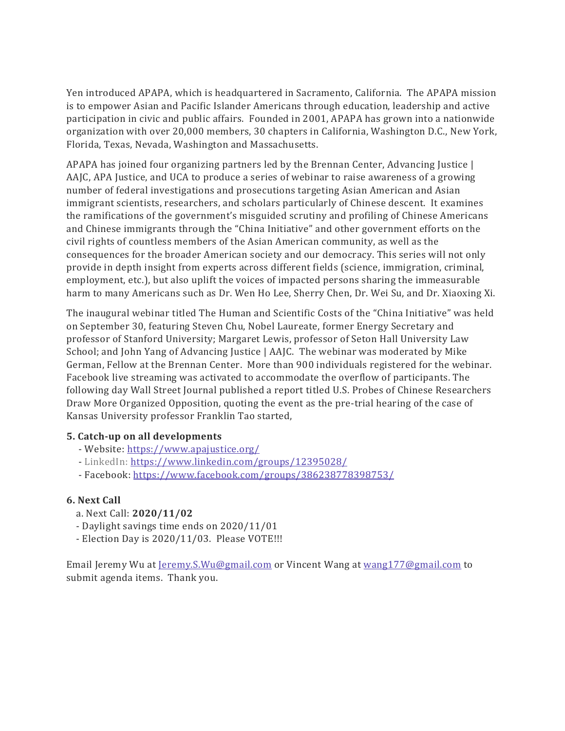Yen introduced APAPA, which is headquartered in Sacramento, California. The APAPA mission is to empower Asian and Pacific Islander Americans through education, leadership and active participation in civic and public affairs. Founded in 2001, APAPA has grown into a nationwide organization with over 20,000 members, 30 chapters in California, Washington D.C., New York, Florida, Texas, Nevada, Washington and Massachusetts.

APAPA has joined four organizing partners led by the Brennan Center, Advancing Justice | AAJC, APA Justice, and UCA to produce a series of webinar to raise awareness of a growing number of federal investigations and prosecutions targeting Asian American and Asian immigrant scientists, researchers, and scholars particularly of Chinese descent. It examines the ramifications of the government's misguided scrutiny and profiling of Chinese Americans and Chinese immigrants through the "China Initiative" and other government efforts on the civil rights of countless members of the Asian American community, as well as the consequences for the broader American society and our democracy. This series will not only provide in depth insight from experts across different fields (science, immigration, criminal, employment, etc.), but also uplift the voices of impacted persons sharing the immeasurable harm to many Americans such as Dr. Wen Ho Lee, Sherry Chen, Dr. Wei Su, and Dr. Xiaoxing Xi.

The inaugural webinar titled The Human and Scientific Costs of the "China Initiative" was held on September 30, featuring Steven Chu, Nobel Laureate, former Energy Secretary and professor of Stanford University; Margaret Lewis, professor of Seton Hall University Law School; and John Yang of Advancing Justice | AAJC. The webinar was moderated by Mike German, Fellow at the Brennan Center. More than 900 individuals registered for the webinar. Facebook live streaming was activated to accommodate the overflow of participants. The following day Wall Street Journal published a report titled U.S. Probes of Chinese Researchers Draw More Organized Opposition, quoting the event as the pre-trial hearing of the case of Kansas University professor Franklin Tao started,

**5. Catch-up on all developments**

- Website: https://www.apajustice.org/
- LinkedIn: https://www.linkedin.com/groups/12395028/
- Facebook: https://www.facebook.com/groups/386238778398753/

**6. Next Call**

a. Next Call: **2020/11/02**

- Daylight savings time ends on 2020/11/01
- Election Day is 2020/11/03. Please VOTE!!!

Email Jeremy Wu at Jeremy.S.Wu@gmail.com or Vincent Wang at wang177@gmail.com to submit agenda items. Thank you.